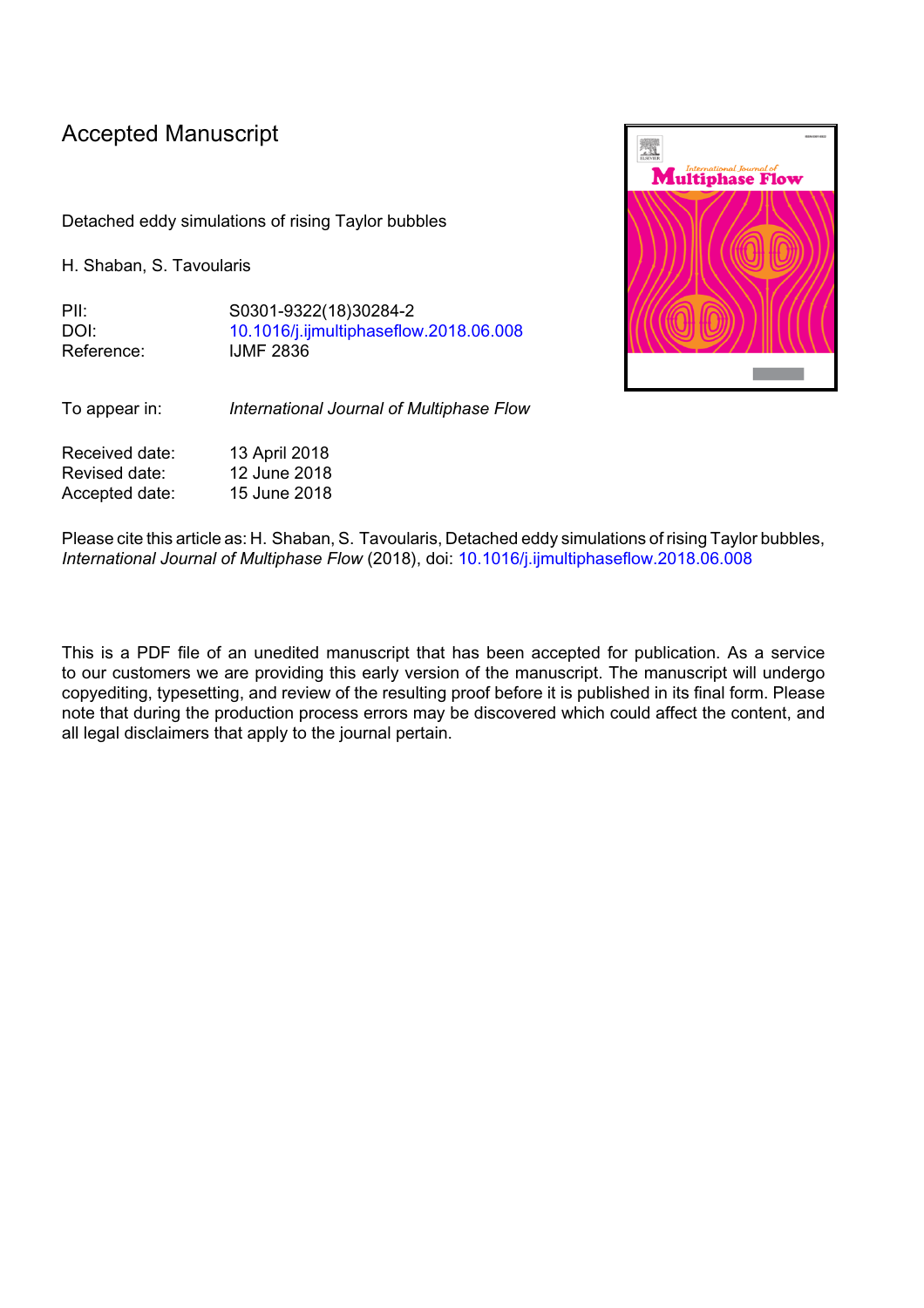# Accepted Manuscript

Detached eddy simulations of rising Taylor bubbles

H. Shaban, S. Tavoularis

PII: S0301-9322(18)30284-2
DOI: 10.1016/j.ijmultiphaseflow.2018.06.008
Reference: IJMF 2836

To appear in: *International Journal of Multiphase Flow*

Received date: 13 April 2018
Revised date: 12 June 2018
Accepted date: 15 June 2018

Please cite this article as: H. Shaban, S. Tavoularis, Detached eddy simulations of rising Taylor bubbles, *International Journal of Multiphase Flow* (2018), doi: 10.1016/j.ijmultiphaseflow.2018.06.008

This is a PDF file of an unedited manuscript that has been accepted for publication. As a service to our customers we are providing this early version of the manuscript. The manuscript will undergo copyediting, typesetting, and review of the resulting proof before it is published in its final form. Please note that during the production process errors may be discovered which could affect the content, and all legal disclaimers that apply to the journal pertain.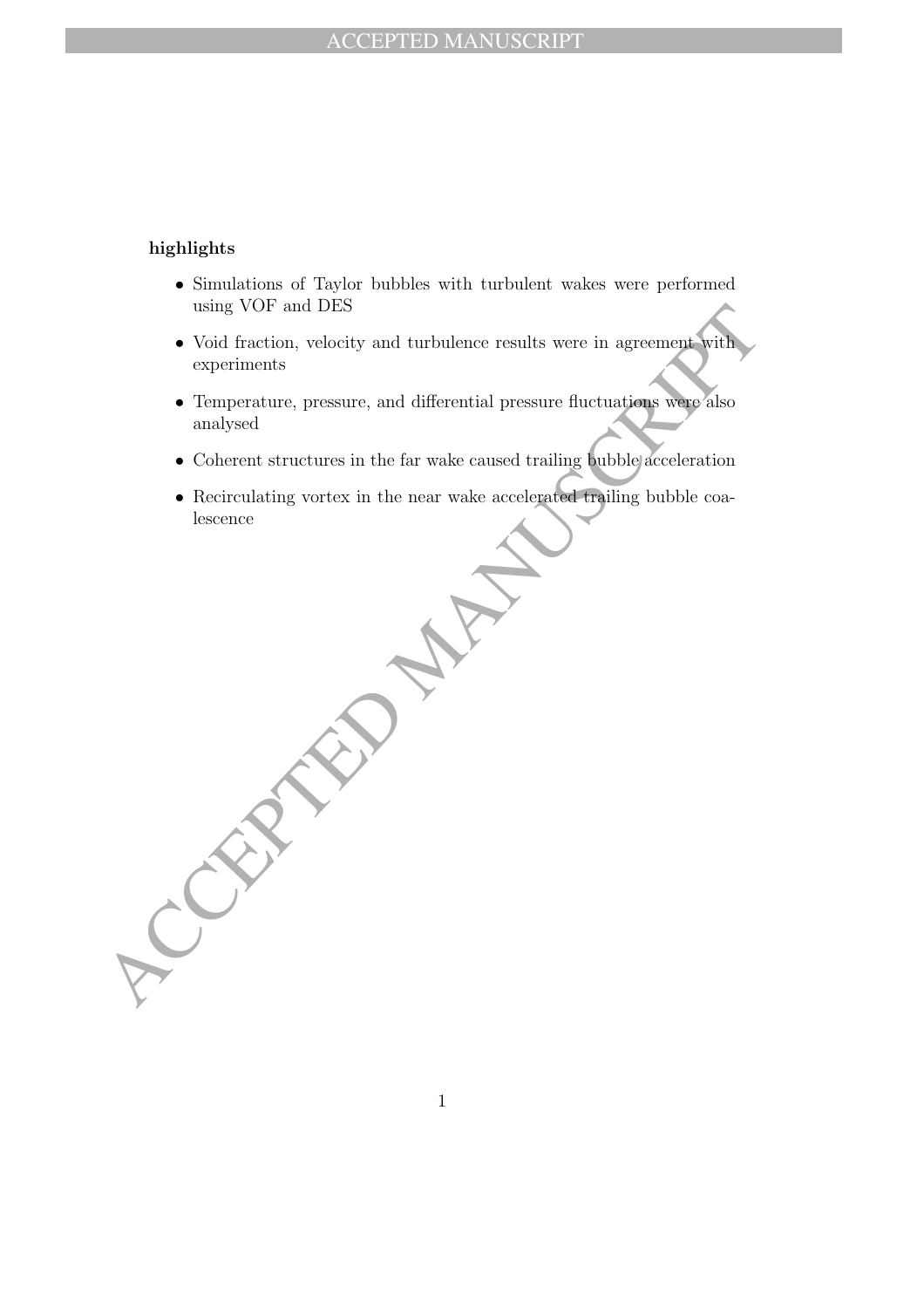**highlights**

- Simulations of Taylor bubbles with turbulent wakes were performed using VOF and DES
- Void fraction, velocity and turbulence results were in agreement with experiments
- Temperature, pressure, and differential pressure fluctuations were also analysed
- Coherent structures in the far wake caused trailing bubble acceleration
- Recirculating vortex in the near wake accelerated trailing bubble coalescence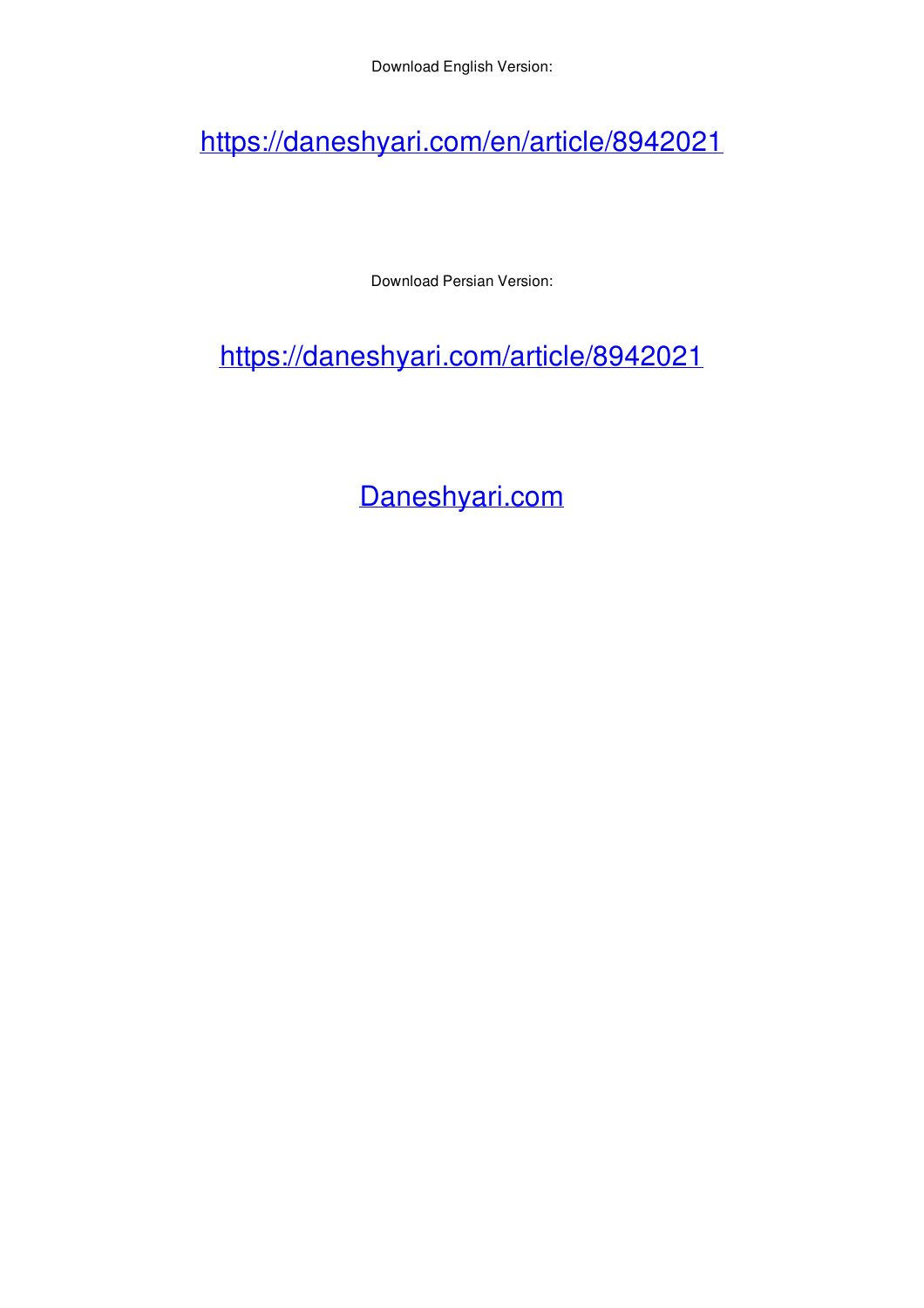Download English Version:

https://daneshyari.com/en/article/8942021

Download Persian Version:

https://daneshyari.com/article/8942021

Daneshyari.com